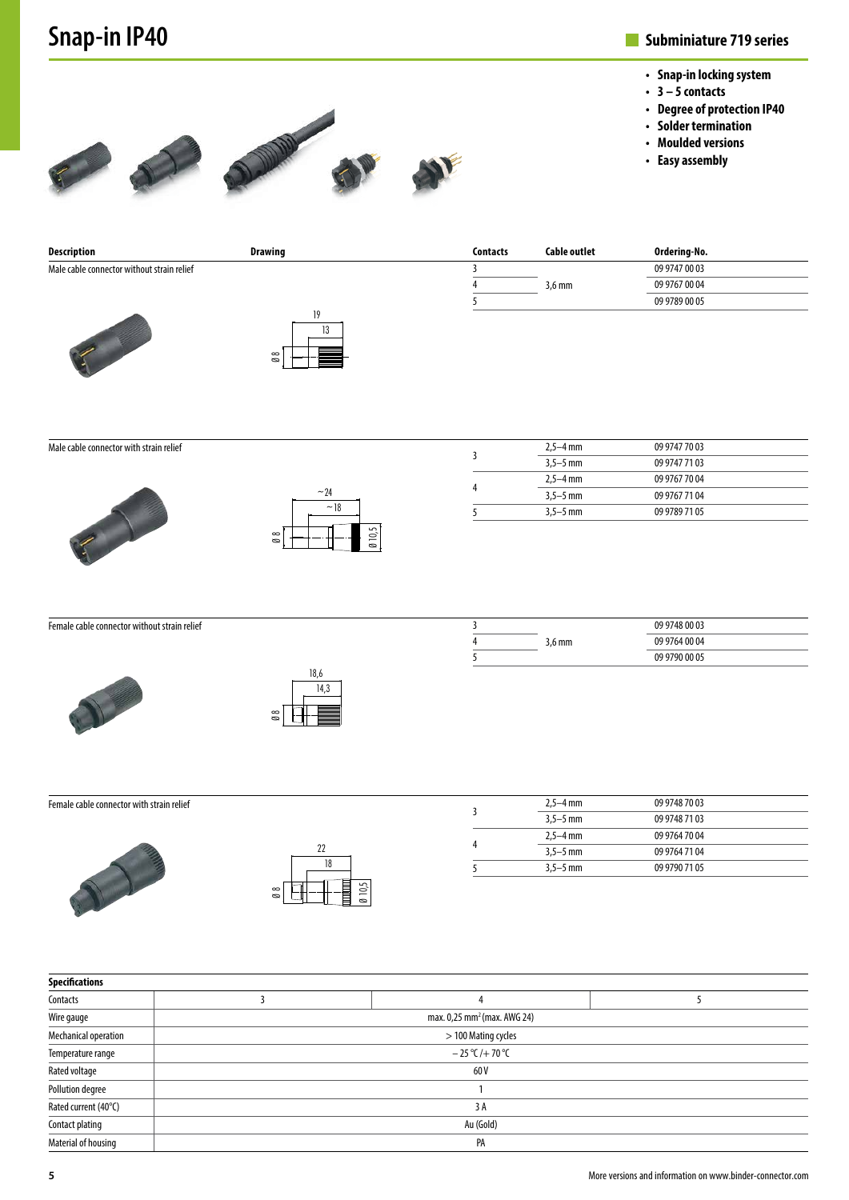# Snap-in IP40

## Subminiature 719 series

- Snap-in locking system
- 3 – 5 contacts
- Degree of protection IP40
- Solder termination
- Moulded versions
- Easy assembly

| Description | Drawing | Contacts | Cable outlet | Ordering-No. |
|---|---|---|---|---|
| Male cable connector without strain relief | 19 / 13 / Ø 8 | 3 | 3,6 mm | 09 9747 00 03 |
| | | 4 | | 09 9767 00 04 |
| | | 5 | | 09 9789 00 05 |
| Male cable connector with strain relief | ~24 / ~18 / Ø 8 / Ø 10,5 | 3 | 2,5–4 mm | 09 9747 70 03 |
| | | | 3,5–5 mm | 09 9747 71 03 |
| | | 4 | 2,5–4 mm | 09 9767 70 04 |
| | | | 3,5–5 mm | 09 9767 71 04 |
| | | 5 | 3,5–5 mm | 09 9789 71 05 |
| Female cable connector without strain relief | 18,6 / 14,3 / Ø 8 | 3 | 3,6 mm | 09 9748 00 03 |
| | | 4 | | 09 9764 00 04 |
| | | 5 | | 09 9790 00 05 |
| Female cable connector with strain relief | 22 / 18 / Ø 8 / Ø 10,5 | 3 | 2,5–4 mm | 09 9748 70 03 |
| | | | 3,5–5 mm | 09 9748 71 03 |
| | | 4 | 2,5–4 mm | 09 9764 70 04 |
| | | | 3,5–5 mm | 09 9764 71 04 |
| | | 5 | 3,5–5 mm | 09 9790 71 05 |

| Specifications | | | |
|---|---|---|---|
| Contacts | 3 | 4 | 5 |
| Wire gauge | max. 0,25 mm$^2$ (max. AWG 24) | | |
| Mechanical operation | > 100 Mating cycles | | |
| Temperature range | – 25 °C /+ 70 °C | | |
| Rated voltage | 60 V | | |
| Pollution degree | 1 | | |
| Rated current (40°C) | 3 A | | |
| Contact plating | Au (Gold) | | |
| Material of housing | PA | | |

More versions and information on www.binder-connector.com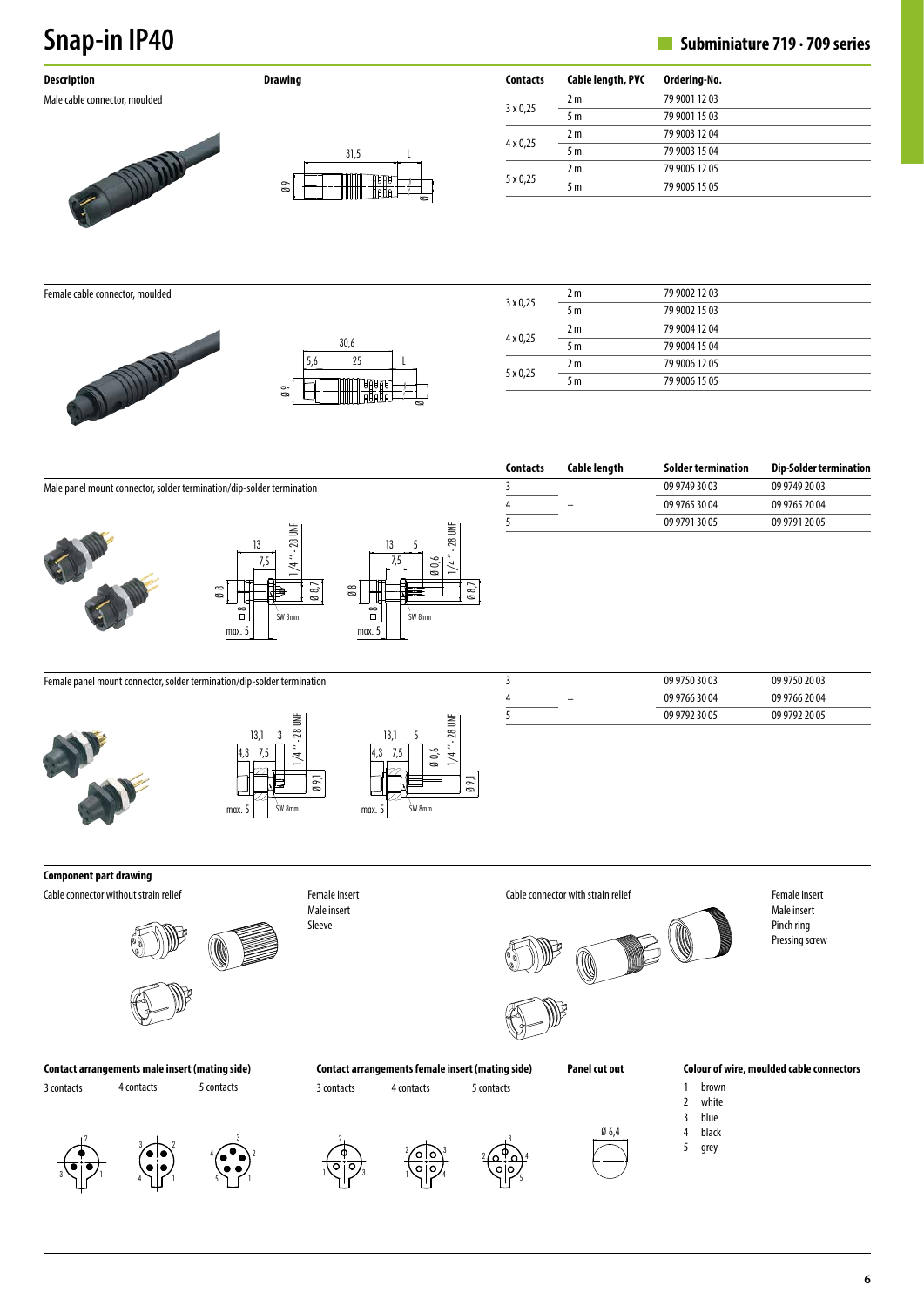# Snap-in IP40

## Subminiature 719 · 709 series

| Description | Drawing | Contacts | Cable length, PVC | Ordering-No. |
|---|---|---|---|---|
| Male cable connector, moulded | | 3 x 0,25 | 2 m | 79 9001 12 03 |
| | | | 5 m | 79 9001 15 03 |
| | | 4 x 0,25 | 2 m | 79 9003 12 04 |
| | | | 5 m | 79 9003 15 04 |
| | | 5 x 0,25 | 2 m | 79 9005 12 05 |
| | | | 5 m | 79 9005 15 05 |
| Female cable connector, moulded | | 3 x 0,25 | 2 m | 79 9002 12 03 |
| | | | 5 m | 79 9002 15 03 |
| | | 4 x 0,25 | 2 m | 79 9004 12 04 |
| | | | 5 m | 79 9004 15 04 |
| | | 5 x 0,25 | 2 m | 79 9006 12 05 |
| | | | 5 m | 79 9006 15 05 |

Male cable connector drawing: 31,5; L; Ø 9; Ø

Female cable connector drawing: 30,6; 5,6; 25; L; Ø 9; Ø

| Description | Contacts | Cable length | Solder termination | Dip-Solder termination |
|---|---|---|---|---|
| Male panel mount connector, solder termination/dip-solder termination | 3 | – | 09 9749 30 03 | 09 9749 20 03 |
| | 4 | | 09 9765 30 04 | 09 9765 20 04 |
| | 5 | | 09 9791 30 05 | 09 9791 20 05 |
| Female panel mount connector, solder termination/dip-solder termination | 3 | – | 09 9750 30 03 | 09 9750 20 03 |
| | 4 | | 09 9766 30 04 | 09 9766 20 04 |
| | 5 | | 09 9792 30 05 | 09 9792 20 05 |

Male panel mount drawings: 13; 7,5; 1/4" - 28 UNF; Ø 8; Ø 8,7; 8; SW 8mm; max. 5; 13; 5; 7,5; Ø 0,6; 1/4" - 28 UNF; Ø 8; Ø 8,7; 8; SW 8mm; max. 5

Female panel mount drawings: 13,1; 3; 4,3; 7,5; 1/4" - 28 UNF; Ø 9,1; SW 8mm; max. 5; 13,1; 5; 4,3; 7,5; Ø 0,6; 1/4" - 28 UNF; Ø 9,1; SW 8mm; max. 5

### Component part drawing

Cable connector without strain relief

- Female insert
- Male insert
- Sleeve

Cable connector with strain relief

- Female insert
- Male insert
- Pinch ring
- Pressing screw

### Contact arrangements male insert (mating side)

3 contacts 4 contacts 5 contacts

### Contact arrangements female insert (mating side)

3 contacts 4 contacts 5 contacts

### Panel cut out

Ø 6,4

### Colour of wire, moulded cable connectors

1. brown
2. white
3. blue
4. black
5. grey